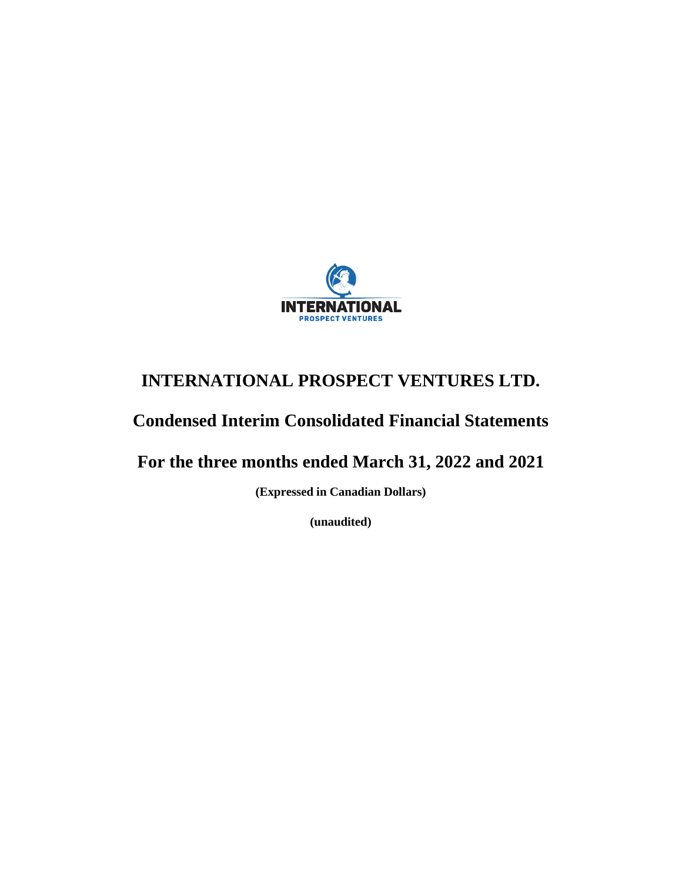# INTERNATIONAL PROSPECT VENTURES LTD.

## Condensed Interim Consolidated Financial Statements

## For the three months ended March 31, 2022 and 2021

**(Expressed in Canadian Dollars)**

**(unaudited)**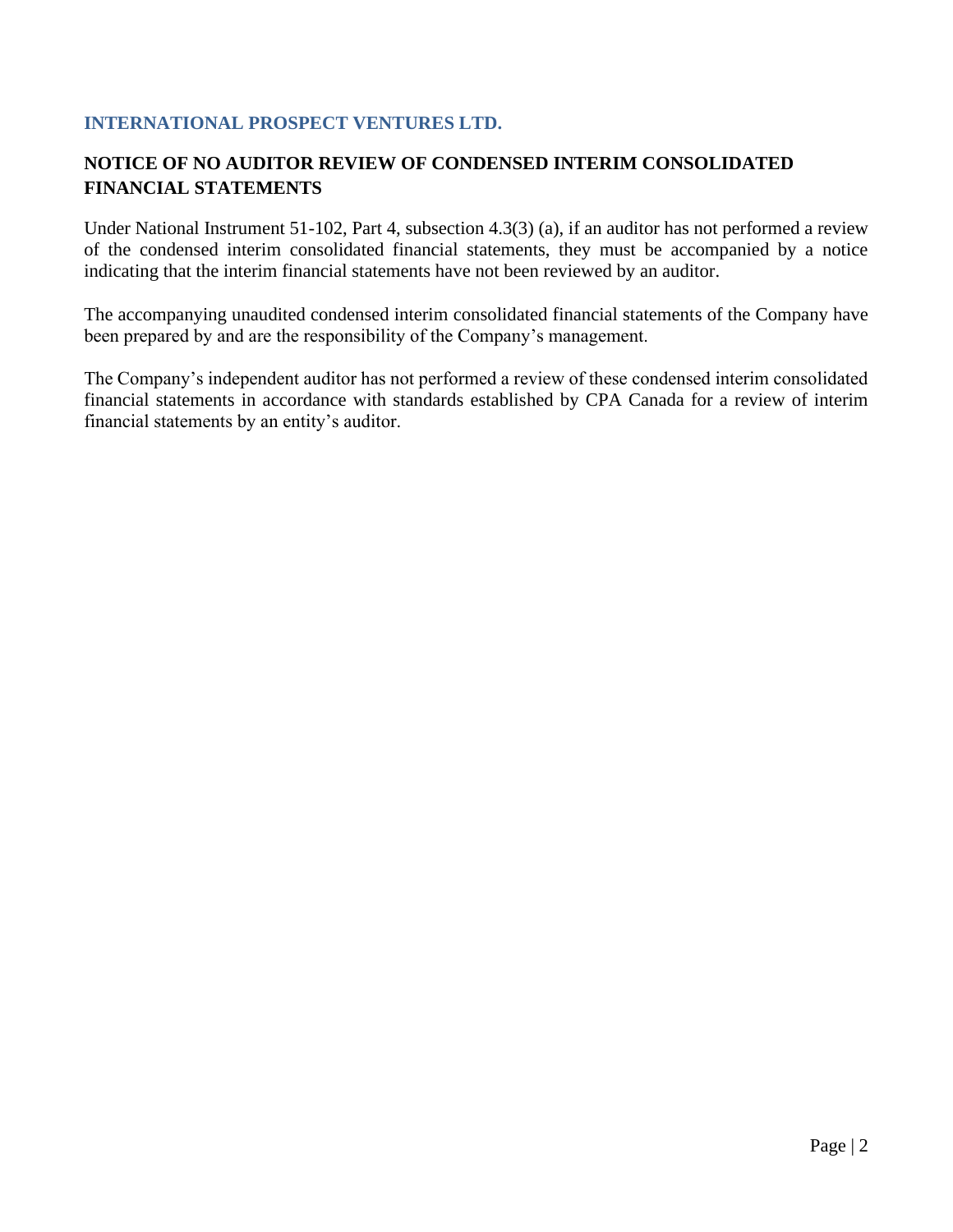**INTERNATIONAL PROSPECT VENTURES LTD.**

## NOTICE OF NO AUDITOR REVIEW OF CONDENSED INTERIM CONSOLIDATED FINANCIAL STATEMENTS

Under National Instrument 51-102, Part 4, subsection 4.3(3) (a), if an auditor has not performed a review of the condensed interim consolidated financial statements, they must be accompanied by a notice indicating that the interim financial statements have not been reviewed by an auditor.

The accompanying unaudited condensed interim consolidated financial statements of the Company have been prepared by and are the responsibility of the Company's management.

The Company's independent auditor has not performed a review of these condensed interim consolidated financial statements in accordance with standards established by CPA Canada for a review of interim financial statements by an entity's auditor.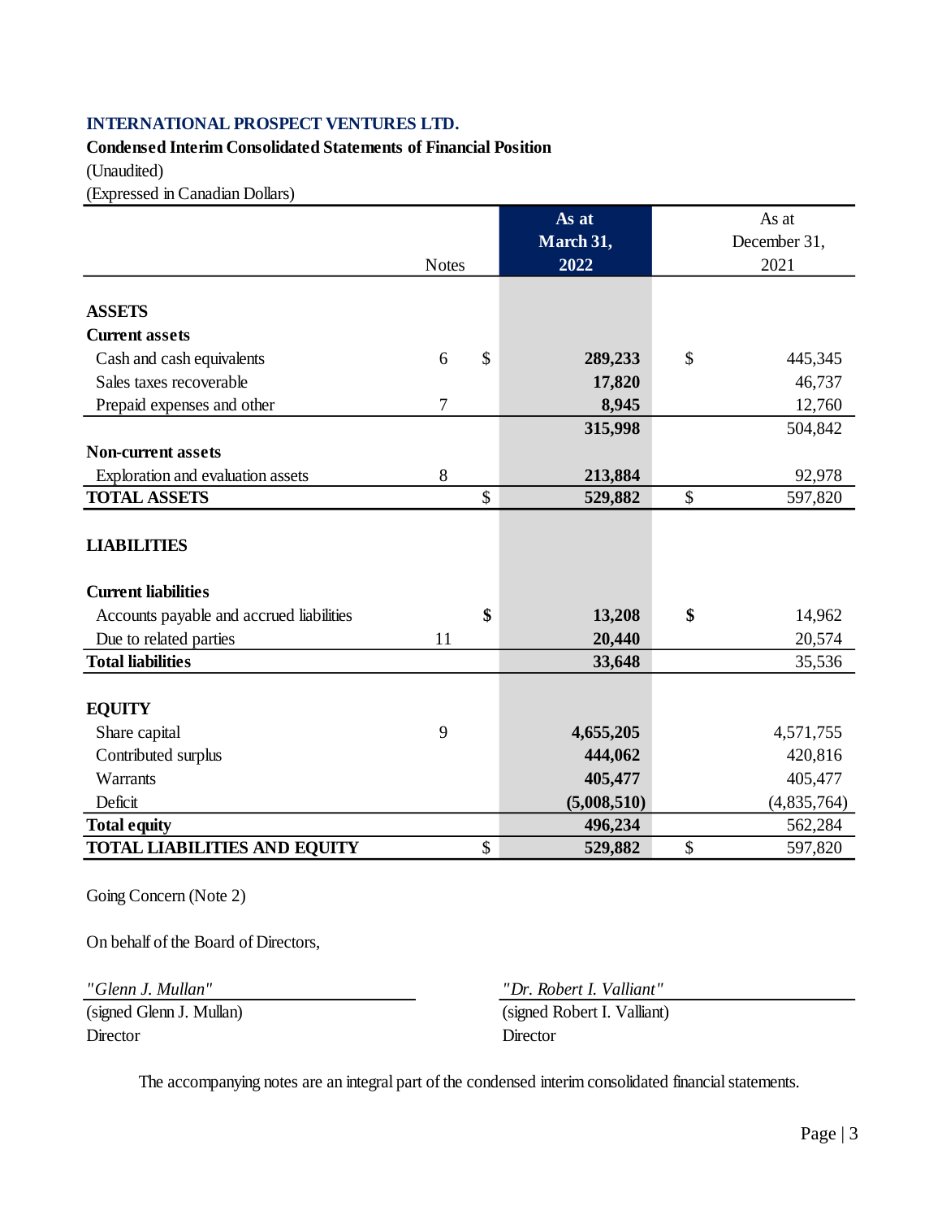**INTERNATIONAL PROSPECT VENTURES LTD.**

**Condensed Interim Consolidated Statements of Financial Position**

(Unaudited)

(Expressed in Canadian Dollars)

| | Notes | As at March 31, 2022 | As at December 31, 2021 |
|---|---|---|---|
| **ASSETS** | | | |
| **Current assets** | | | |
| Cash and cash equivalents | 6 | $ **289,233** | $ 445,345 |
| Sales taxes recoverable | | **17,820** | 46,737 |
| Prepaid expenses and other | 7 | **8,945** | 12,760 |
| | | **315,998** | 504,842 |
| **Non-current assets** | | | |
| Exploration and evaluation assets | 8 | **213,884** | 92,978 |
| **TOTAL ASSETS** | | $ **529,882** | $ 597,820 |
| **LIABILITIES** | | | |
| **Current liabilities** | | | |
| Accounts payable and accrued liabilities | | **$** **13,208** | **$** 14,962 |
| Due to related parties | 11 | **20,440** | 20,574 |
| **Total liabilities** | | **33,648** | 35,536 |
| **EQUITY** | | | |
| Share capital | 9 | **4,655,205** | 4,571,755 |
| Contributed surplus | | **444,062** | 420,816 |
| Warrants | | **405,477** | 405,477 |
| Deficit | | **(5,008,510)** | (4,835,764) |
| **Total equity** | | **496,234** | 562,284 |
| **TOTAL LIABILITIES AND EQUITY** | | $ **529,882** | $ 597,820 |

Going Concern (Note 2)

On behalf of the Board of Directors,

| | |
|---|---|
| *"Glenn J. Mullan"* | *"Dr. Robert I. Valliant"* |
| (signed Glenn J. Mullan) | (signed Robert I. Valliant) |
| Director | Director |

The accompanying notes are an integral part of the condensed interim consolidated financial statements.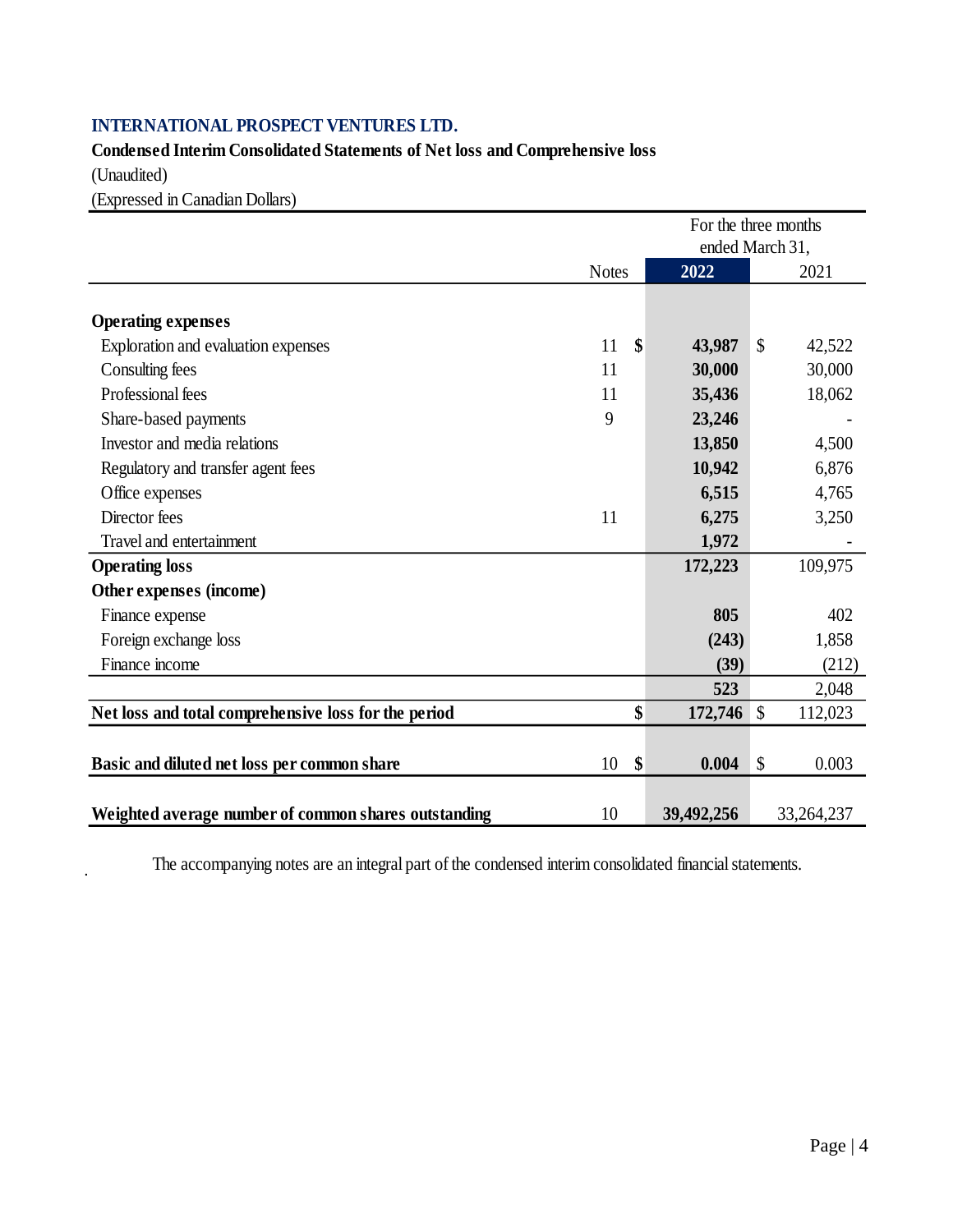**INTERNATIONAL PROSPECT VENTURES LTD.**

**Condensed Interim Consolidated Statements of Net loss and Comprehensive loss**

(Unaudited)

(Expressed in Canadian Dollars)

| | Notes | For the three months ended March 31, 2022 | 2021 |
|---|---|---|---|
| **Operating expenses** | | | |
| Exploration and evaluation expenses | 11 | **$ 43,987** | $ 42,522 |
| Consulting fees | 11 | **30,000** | 30,000 |
| Professional fees | 11 | **35,436** | 18,062 |
| Share-based payments | 9 | **23,246** | - |
| Investor and media relations | | **13,850** | 4,500 |
| Regulatory and transfer agent fees | | **10,942** | 6,876 |
| Office expenses | | **6,515** | 4,765 |
| Director fees | 11 | **6,275** | 3,250 |
| Travel and entertainment | | **1,972** | - |
| **Operating loss** | | **172,223** | 109,975 |
| **Other expenses (income)** | | | |
| Finance expense | | **805** | 402 |
| Foreign exchange loss | | **(243)** | 1,858 |
| Finance income | | **(39)** | (212) |
| | | **523** | 2,048 |
| **Net loss and total comprehensive loss for the period** | | **$ 172,746** | $ 112,023 |
| **Basic and diluted net loss per common share** | 10 | **$ 0.004** | $ 0.003 |
| **Weighted average number of common shares outstanding** | 10 | **39,492,256** | 33,264,237 |

The accompanying notes are an integral part of the condensed interim consolidated financial statements.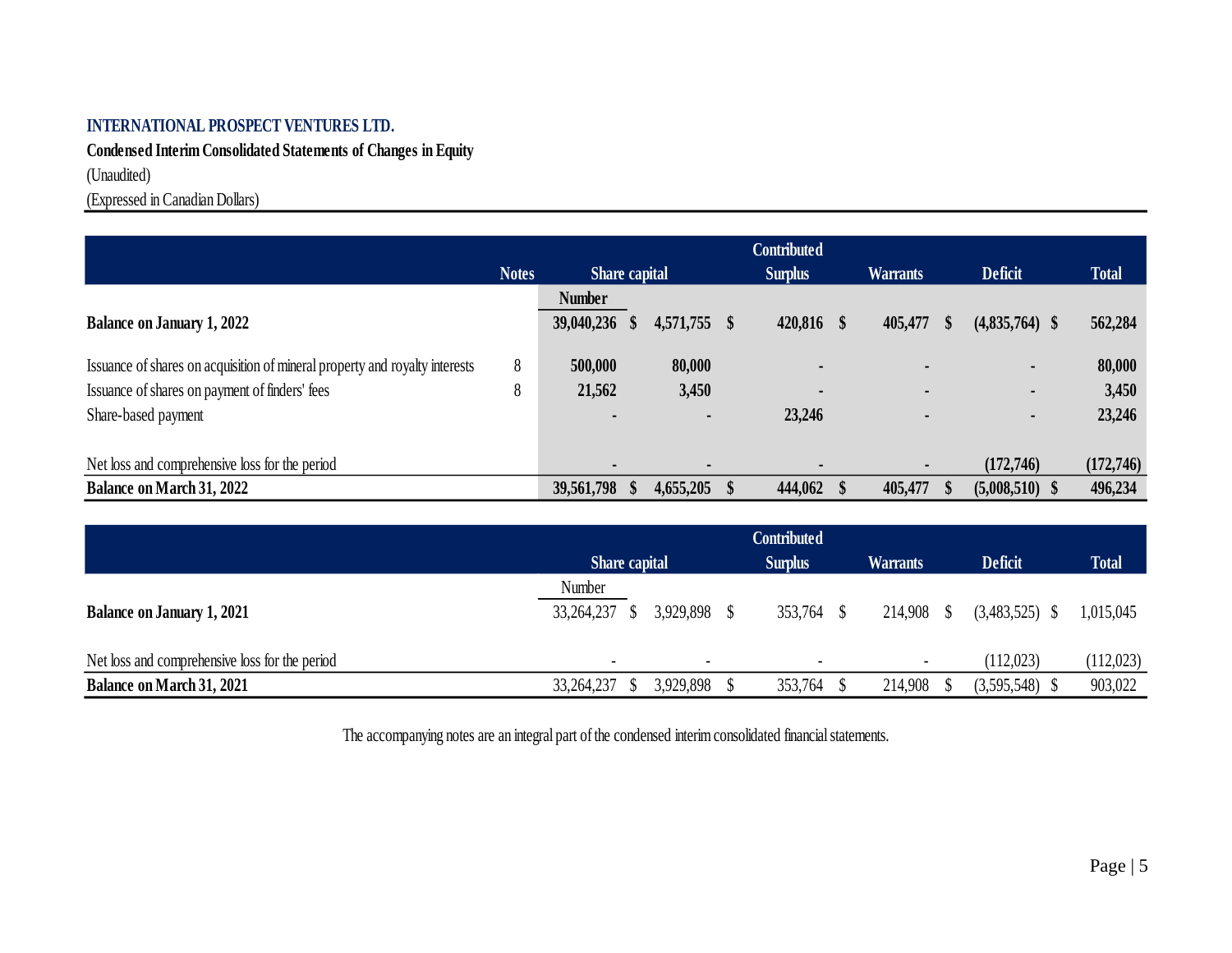**INTERNATIONAL PROSPECT VENTURES LTD.**

**Condensed Interim Consolidated Statements of Changes in Equity**

(Unaudited)

(Expressed in Canadian Dollars)

| | Notes | Share capital | | Contributed Surplus | Warrants | Deficit | Total |
|---|---|---|---|---|---|---|---|
| | | Number | | | | | |
| **Balance on January 1, 2022** | | **39,040,236** | **$ 4,571,755** | **$ 420,816** | **$ 405,477** | **$ (4,835,764)** | **$ 562,284** |
| Issuance of shares on acquisition of mineral property and royalty interests | 8 | **500,000** | **80,000** | **-** | **-** | **-** | **80,000** |
| Issuance of shares on payment of finders' fees | 8 | **21,562** | **3,450** | **-** | **-** | **-** | **3,450** |
| Share-based payment | | **-** | **-** | **23,246** | **-** | **-** | **23,246** |
| Net loss and comprehensive loss for the period | | **-** | **-** | **-** | **-** | **(172,746)** | **(172,746)** |
| **Balance on March 31, 2022** | | **39,561,798** | **$ 4,655,205** | **$ 444,062** | **$ 405,477** | **$ (5,008,510)** | **$ 496,234** |

| | Share capital | | Contributed Surplus | Warrants | Deficit | Total |
|---|---|---|---|---|---|---|
| | Number | | | | | |
| **Balance on January 1, 2021** | 33,264,237 | $ 3,929,898 | $ 353,764 | $ 214,908 | $ (3,483,525) | $ 1,015,045 |
| Net loss and comprehensive loss for the period | - | - | - | - | (112,023) | (112,023) |
| **Balance on March 31, 2021** | 33,264,237 | $ 3,929,898 | $ 353,764 | $ 214,908 | $ (3,595,548) | $ 903,022 |

The accompanying notes are an integral part of the condensed interim consolidated financial statements.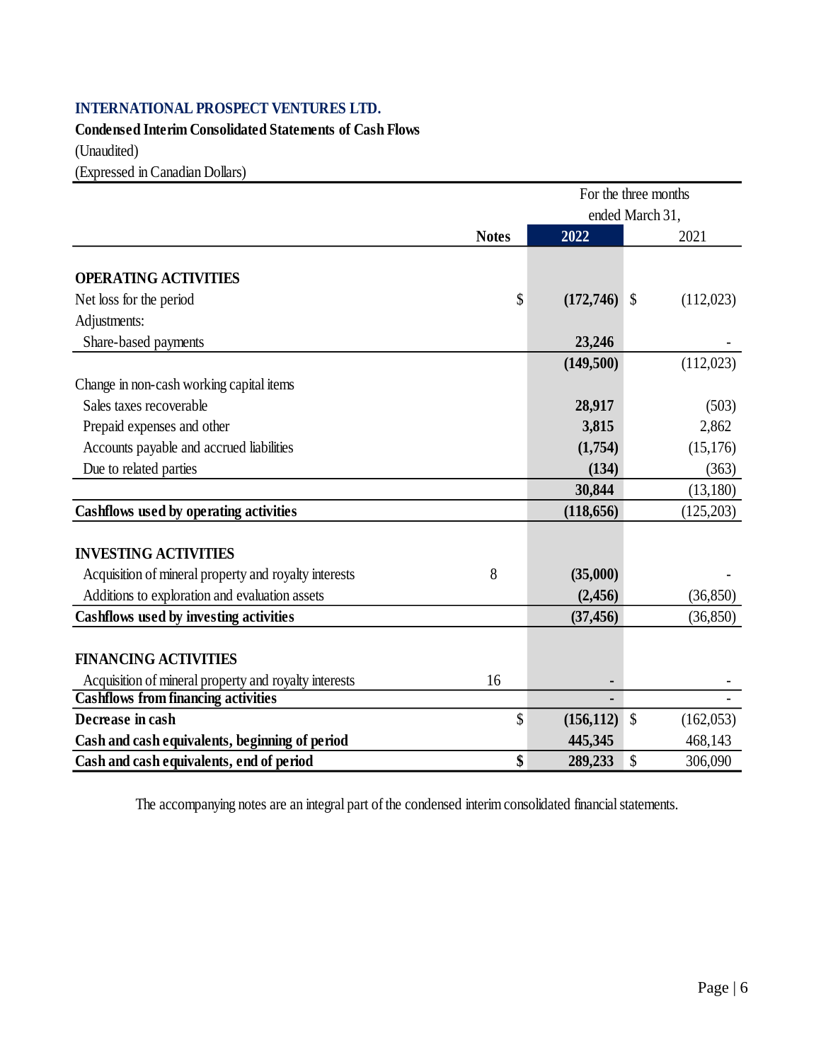**INTERNATIONAL PROSPECT VENTURES LTD.**

**Condensed Interim Consolidated Statements of Cash Flows**

(Unaudited)

(Expressed in Canadian Dollars)

| | Notes | For the three months ended March 31, 2022 | 2021 |
|---|---|---|---|
| **OPERATING ACTIVITIES** | | | |
| Net loss for the period | | $ **(172,746)** | $ (112,023) |
| Adjustments: | | | |
| Share-based payments | | **23,246** | - |
| | | **(149,500)** | (112,023) |
| Change in non-cash working capital items | | | |
| Sales taxes recoverable | | **28,917** | (503) |
| Prepaid expenses and other | | **3,815** | 2,862 |
| Accounts payable and accrued liabilities | | **(1,754)** | (15,176) |
| Due to related parties | | **(134)** | (363) |
| | | **30,844** | (13,180) |
| **Cashflows used by operating activities** | | **(118,656)** | (125,203) |
| **INVESTING ACTIVITIES** | | | |
| Acquisition of mineral property and royalty interests | 8 | **(35,000)** | - |
| Additions to exploration and evaluation assets | | **(2,456)** | (36,850) |
| **Cashflows used by investing activities** | | **(37,456)** | (36,850) |
| **FINANCING ACTIVITIES** | | | |
| Acquisition of mineral property and royalty interests | 16 | **-** | - |
| **Cashflows from financing activities** | | **-** | - |
| **Decrease in cash** | | $ **(156,112)** | $ (162,053) |
| **Cash and cash equivalents, beginning of period** | | **445,345** | 468,143 |
| **Cash and cash equivalents, end of period** | | **$ 289,233** | $ 306,090 |

The accompanying notes are an integral part of the condensed interim consolidated financial statements.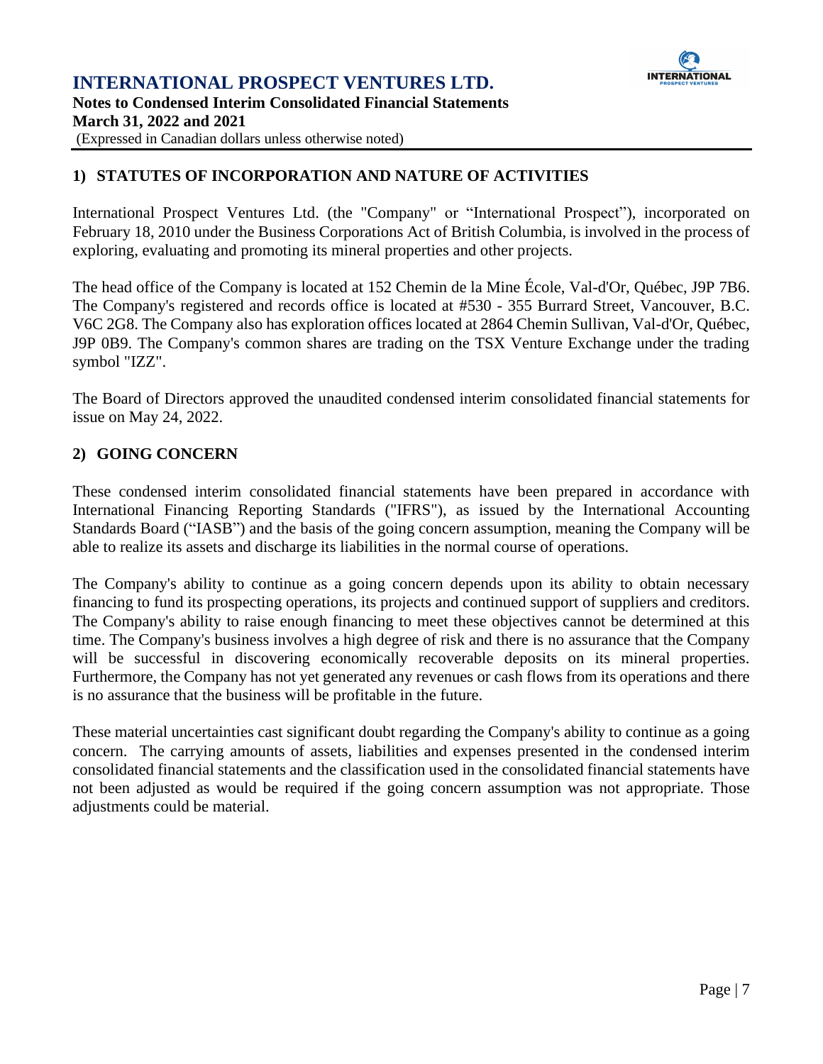## 1) STATUTES OF INCORPORATION AND NATURE OF ACTIVITIES

International Prospect Ventures Ltd. (the "Company" or "International Prospect"), incorporated on February 18, 2010 under the Business Corporations Act of British Columbia, is involved in the process of exploring, evaluating and promoting its mineral properties and other projects.

The head office of the Company is located at 152 Chemin de la Mine École, Val-d'Or, Québec, J9P 7B6. The Company's registered and records office is located at #530 - 355 Burrard Street, Vancouver, B.C. V6C 2G8. The Company also has exploration offices located at 2864 Chemin Sullivan, Val-d'Or, Québec, J9P 0B9. The Company's common shares are trading on the TSX Venture Exchange under the trading symbol "IZZ".

The Board of Directors approved the unaudited condensed interim consolidated financial statements for issue on May 24, 2022.

## 2) GOING CONCERN

These condensed interim consolidated financial statements have been prepared in accordance with International Financing Reporting Standards ("IFRS"), as issued by the International Accounting Standards Board ("IASB") and the basis of the going concern assumption, meaning the Company will be able to realize its assets and discharge its liabilities in the normal course of operations.

The Company's ability to continue as a going concern depends upon its ability to obtain necessary financing to fund its prospecting operations, its projects and continued support of suppliers and creditors. The Company's ability to raise enough financing to meet these objectives cannot be determined at this time. The Company's business involves a high degree of risk and there is no assurance that the Company will be successful in discovering economically recoverable deposits on its mineral properties. Furthermore, the Company has not yet generated any revenues or cash flows from its operations and there is no assurance that the business will be profitable in the future.

These material uncertainties cast significant doubt regarding the Company's ability to continue as a going concern. The carrying amounts of assets, liabilities and expenses presented in the condensed interim consolidated financial statements and the classification used in the consolidated financial statements have not been adjusted as would be required if the going concern assumption was not appropriate. Those adjustments could be material.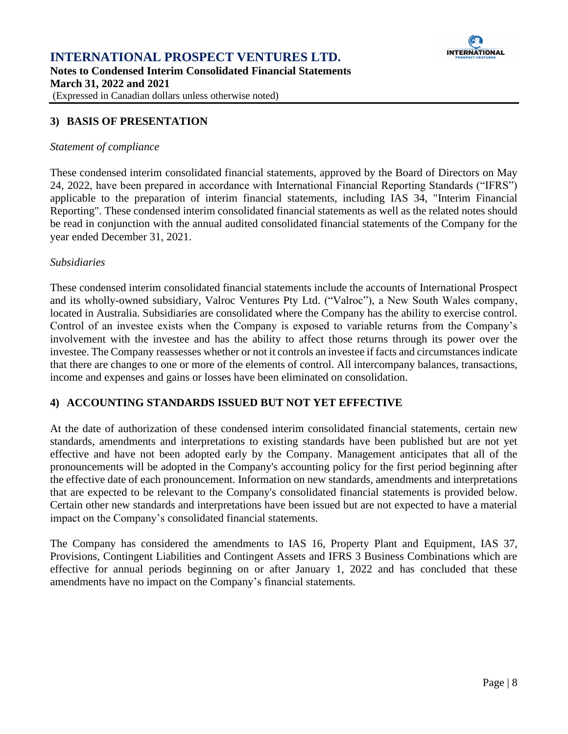## 3) BASIS OF PRESENTATION

*Statement of compliance*

These condensed interim consolidated financial statements, approved by the Board of Directors on May 24, 2022, have been prepared in accordance with International Financial Reporting Standards ("IFRS") applicable to the preparation of interim financial statements, including IAS 34, "Interim Financial Reporting". These condensed interim consolidated financial statements as well as the related notes should be read in conjunction with the annual audited consolidated financial statements of the Company for the year ended December 31, 2021.

*Subsidiaries*

These condensed interim consolidated financial statements include the accounts of International Prospect and its wholly-owned subsidiary, Valroc Ventures Pty Ltd. ("Valroc"), a New South Wales company, located in Australia. Subsidiaries are consolidated where the Company has the ability to exercise control. Control of an investee exists when the Company is exposed to variable returns from the Company's involvement with the investee and has the ability to affect those returns through its power over the investee. The Company reassesses whether or not it controls an investee if facts and circumstances indicate that there are changes to one or more of the elements of control. All intercompany balances, transactions, income and expenses and gains or losses have been eliminated on consolidation.

## 4) ACCOUNTING STANDARDS ISSUED BUT NOT YET EFFECTIVE

At the date of authorization of these condensed interim consolidated financial statements, certain new standards, amendments and interpretations to existing standards have been published but are not yet effective and have not been adopted early by the Company. Management anticipates that all of the pronouncements will be adopted in the Company's accounting policy for the first period beginning after the effective date of each pronouncement. Information on new standards, amendments and interpretations that are expected to be relevant to the Company's consolidated financial statements is provided below. Certain other new standards and interpretations have been issued but are not expected to have a material impact on the Company's consolidated financial statements.

The Company has considered the amendments to IAS 16, Property Plant and Equipment, IAS 37, Provisions, Contingent Liabilities and Contingent Assets and IFRS 3 Business Combinations which are effective for annual periods beginning on or after January 1, 2022 and has concluded that these amendments have no impact on the Company's financial statements.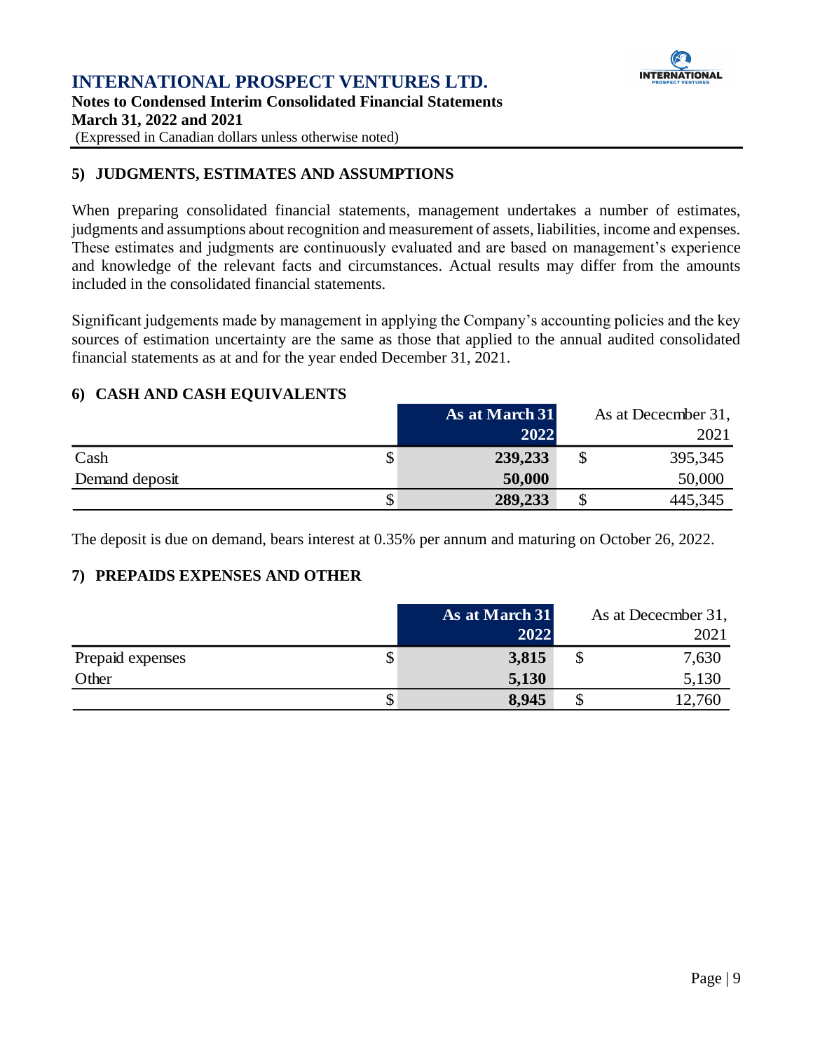## 5) JUDGMENTS, ESTIMATES AND ASSUMPTIONS

When preparing consolidated financial statements, management undertakes a number of estimates, judgments and assumptions about recognition and measurement of assets, liabilities, income and expenses. These estimates and judgments are continuously evaluated and are based on management's experience and knowledge of the relevant facts and circumstances. Actual results may differ from the amounts included in the consolidated financial statements.

Significant judgements made by management in applying the Company's accounting policies and the key sources of estimation uncertainty are the same as those that applied to the annual audited consolidated financial statements as at and for the year ended December 31, 2021.

## 6) CASH AND CASH EQUIVALENTS

| | | As at March 31 2022 | | As at Dececmber 31, 2021 |
|---|---|---|---|---|
| Cash | $ | **239,233** | $ | 395,345 |
| Demand deposit | | **50,000** | | 50,000 |
| | $ | **289,233** | $ | 445,345 |

The deposit is due on demand, bears interest at 0.35% per annum and maturing on October 26, 2022.

## 7) PREPAIDS EXPENSES AND OTHER

| | | As at March 31 2022 | | As at Dececmber 31, 2021 |
|---|---|---|---|---|
| Prepaid expenses | $ | **3,815** | $ | 7,630 |
| Other | | **5,130** | | 5,130 |
| | $ | **8,945** | $ | 12,760 |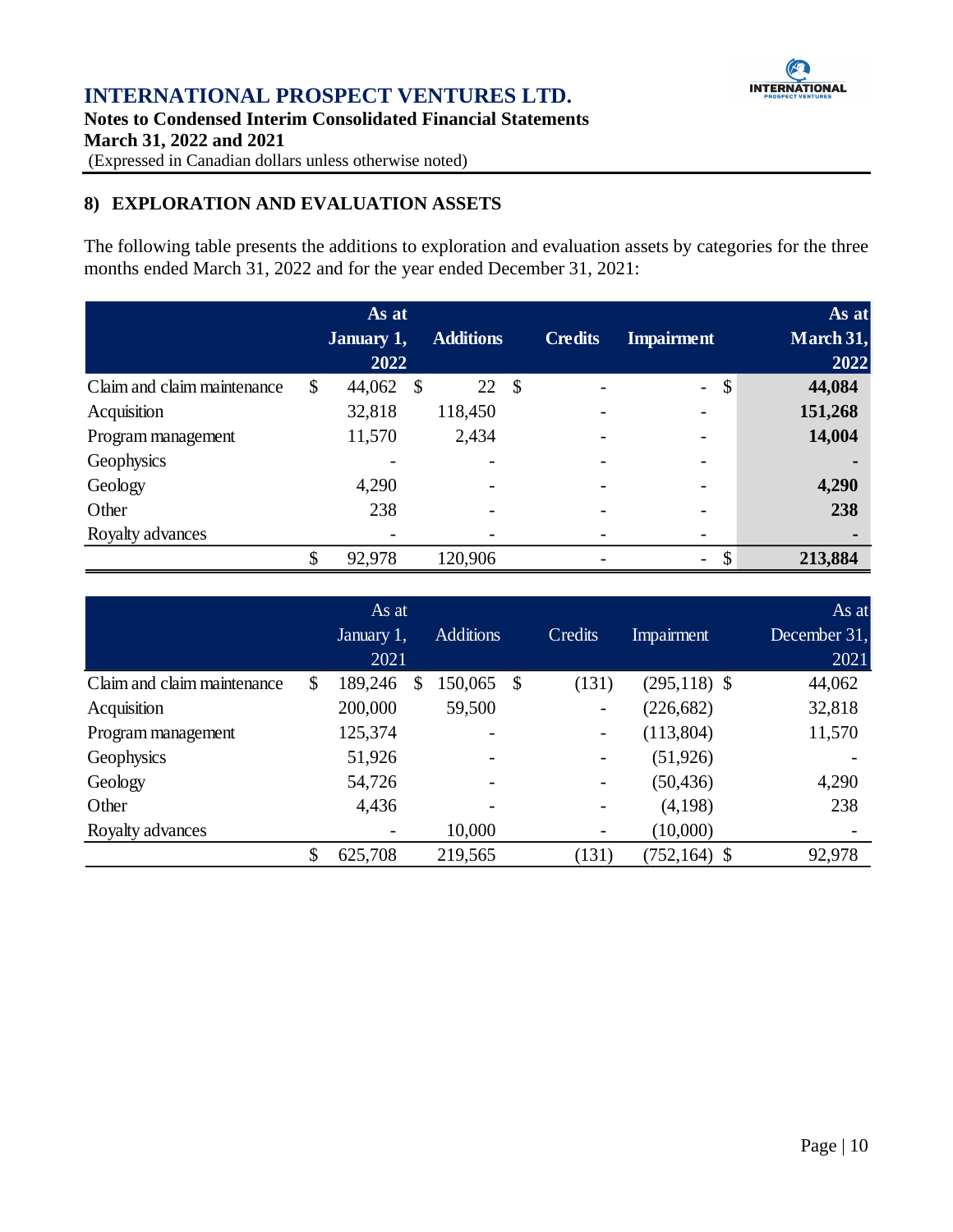## 8) EXPLORATION AND EVALUATION ASSETS

The following table presents the additions to exploration and evaluation assets by categories for the three months ended March 31, 2022 and for the year ended December 31, 2021:

| | As at January 1, 2022 | Additions | Credits | Impairment | As at March 31, 2022 |
|---|---|---|---|---|---|
| Claim and claim maintenance | $ 44,062 | $ 22 | $ - | - | $ **44,084** |
| Acquisition | 32,818 | 118,450 | - | - | **151,268** |
| Program management | 11,570 | 2,434 | - | - | **14,004** |
| Geophysics | - | - | - | - | **-** |
| Geology | 4,290 | - | - | - | **4,290** |
| Other | 238 | - | - | - | **238** |
| Royalty advances | - | - | - | - | **-** |
| | $ 92,978 | 120,906 | - | - | $ **213,884** |

| | As at January 1, 2021 | Additions | Credits | Impairment | As at December 31, 2021 |
|---|---|---|---|---|---|
| Claim and claim maintenance | $ 189,246 | $ 150,065 | $ (131) | (295,118) | $ 44,062 |
| Acquisition | 200,000 | 59,500 | - | (226,682) | 32,818 |
| Program management | 125,374 | - | - | (113,804) | 11,570 |
| Geophysics | 51,926 | - | - | (51,926) | - |
| Geology | 54,726 | - | - | (50,436) | 4,290 |
| Other | 4,436 | - | - | (4,198) | 238 |
| Royalty advances | - | 10,000 | - | (10,000) | - |
| | $ 625,708 | 219,565 | (131) | (752,164) | $ 92,978 |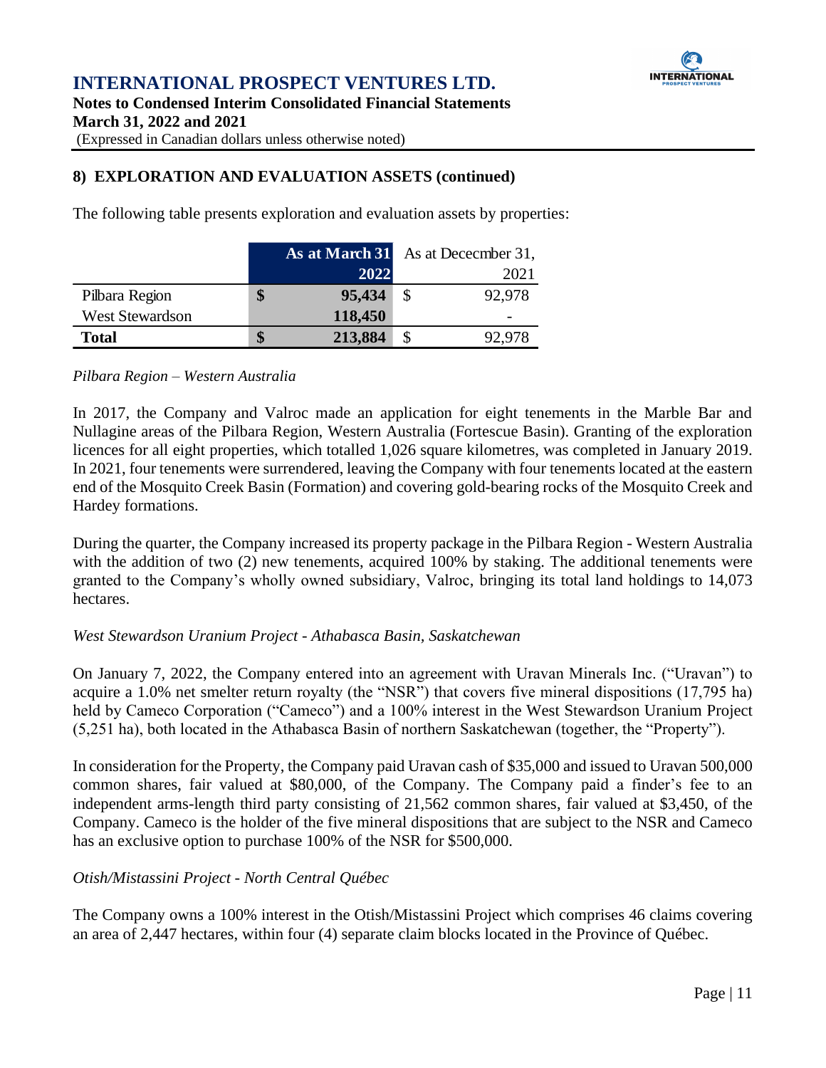## 8) EXPLORATION AND EVALUATION ASSETS (continued)

The following table presents exploration and evaluation assets by properties:

| | As at March 31 2022 | As at Dececmber 31, 2021 |
|---|---|---|
| Pilbara Region | $ 95,434 | $ 92,978 |
| West Stewardson | 118,450 | - |
| **Total** | **$ 213,884** | $ 92,978 |

*Pilbara Region – Western Australia*

In 2017, the Company and Valroc made an application for eight tenements in the Marble Bar and Nullagine areas of the Pilbara Region, Western Australia (Fortescue Basin). Granting of the exploration licences for all eight properties, which totalled 1,026 square kilometres, was completed in January 2019. In 2021, four tenements were surrendered, leaving the Company with four tenements located at the eastern end of the Mosquito Creek Basin (Formation) and covering gold-bearing rocks of the Mosquito Creek and Hardey formations.

During the quarter, the Company increased its property package in the Pilbara Region - Western Australia with the addition of two (2) new tenements, acquired 100% by staking. The additional tenements were granted to the Company's wholly owned subsidiary, Valroc, bringing its total land holdings to 14,073 hectares.

*West Stewardson Uranium Project - Athabasca Basin, Saskatchewan*

On January 7, 2022, the Company entered into an agreement with Uravan Minerals Inc. ("Uravan") to acquire a 1.0% net smelter return royalty (the "NSR") that covers five mineral dispositions (17,795 ha) held by Cameco Corporation ("Cameco") and a 100% interest in the West Stewardson Uranium Project (5,251 ha), both located in the Athabasca Basin of northern Saskatchewan (together, the "Property").

In consideration for the Property, the Company paid Uravan cash of $35,000 and issued to Uravan 500,000 common shares, fair valued at $80,000, of the Company. The Company paid a finder's fee to an independent arms-length third party consisting of 21,562 common shares, fair valued at $3,450, of the Company. Cameco is the holder of the five mineral dispositions that are subject to the NSR and Cameco has an exclusive option to purchase 100% of the NSR for $500,000.

*Otish/Mistassini Project - North Central Québec*

The Company owns a 100% interest in the Otish/Mistassini Project which comprises 46 claims covering an area of 2,447 hectares, within four (4) separate claim blocks located in the Province of Québec.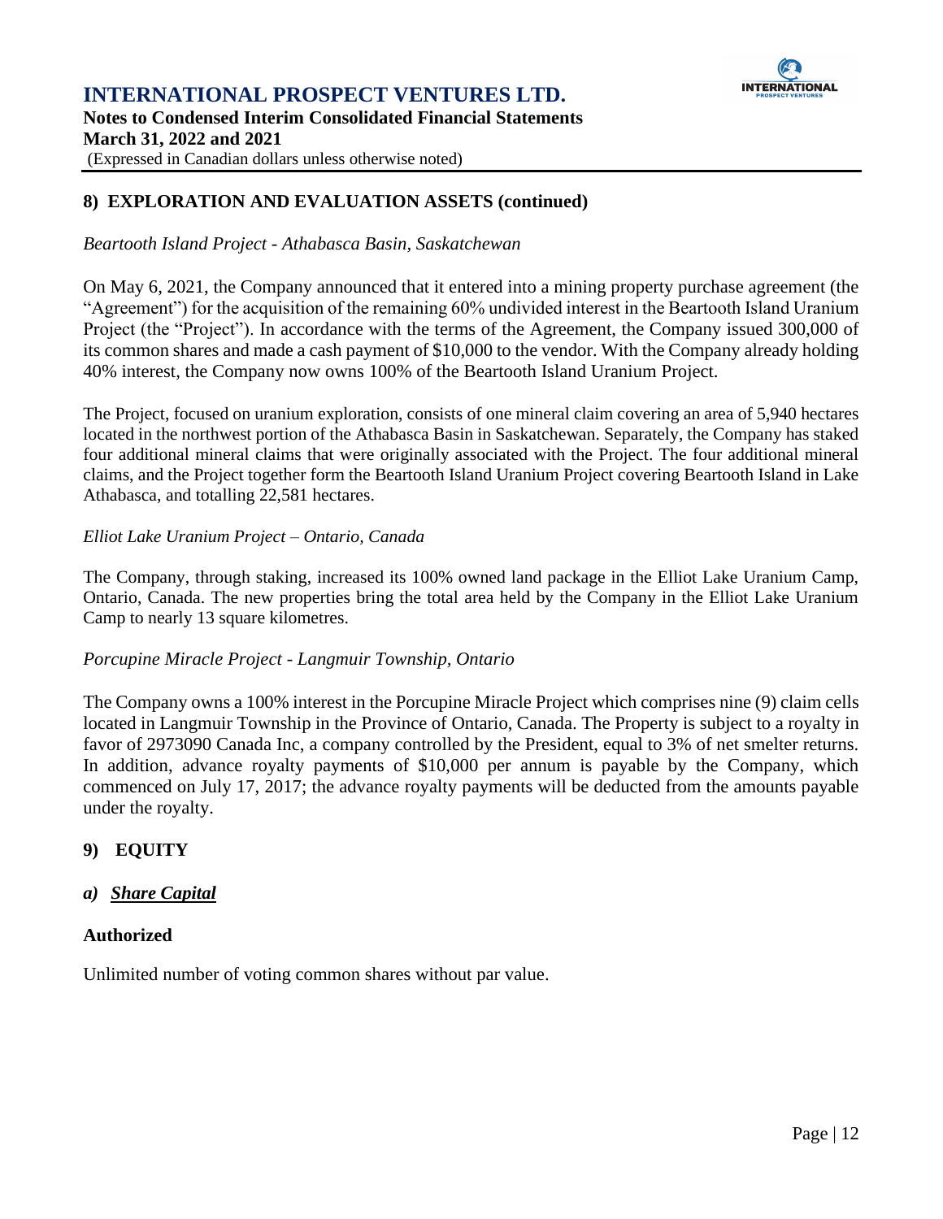## 8) EXPLORATION AND EVALUATION ASSETS (continued)

*Beartooth Island Project - Athabasca Basin, Saskatchewan*

On May 6, 2021, the Company announced that it entered into a mining property purchase agreement (the "Agreement") for the acquisition of the remaining 60% undivided interest in the Beartooth Island Uranium Project (the "Project"). In accordance with the terms of the Agreement, the Company issued 300,000 of its common shares and made a cash payment of $10,000 to the vendor. With the Company already holding 40% interest, the Company now owns 100% of the Beartooth Island Uranium Project.

The Project, focused on uranium exploration, consists of one mineral claim covering an area of 5,940 hectares located in the northwest portion of the Athabasca Basin in Saskatchewan. Separately, the Company has staked four additional mineral claims that were originally associated with the Project. The four additional mineral claims, and the Project together form the Beartooth Island Uranium Project covering Beartooth Island in Lake Athabasca, and totalling 22,581 hectares.

*Elliot Lake Uranium Project – Ontario, Canada*

The Company, through staking, increased its 100% owned land package in the Elliot Lake Uranium Camp, Ontario, Canada. The new properties bring the total area held by the Company in the Elliot Lake Uranium Camp to nearly 13 square kilometres.

*Porcupine Miracle Project - Langmuir Township, Ontario*

The Company owns a 100% interest in the Porcupine Miracle Project which comprises nine (9) claim cells located in Langmuir Township in the Province of Ontario, Canada. The Property is subject to a royalty in favor of 2973090 Canada Inc, a company controlled by the President, equal to 3% of net smelter returns. In addition, advance royalty payments of $10,000 per annum is payable by the Company, which commenced on July 17, 2017; the advance royalty payments will be deducted from the amounts payable under the royalty.

## 9) EQUITY

### *a) Share Capital*

**Authorized**

Unlimited number of voting common shares without par value.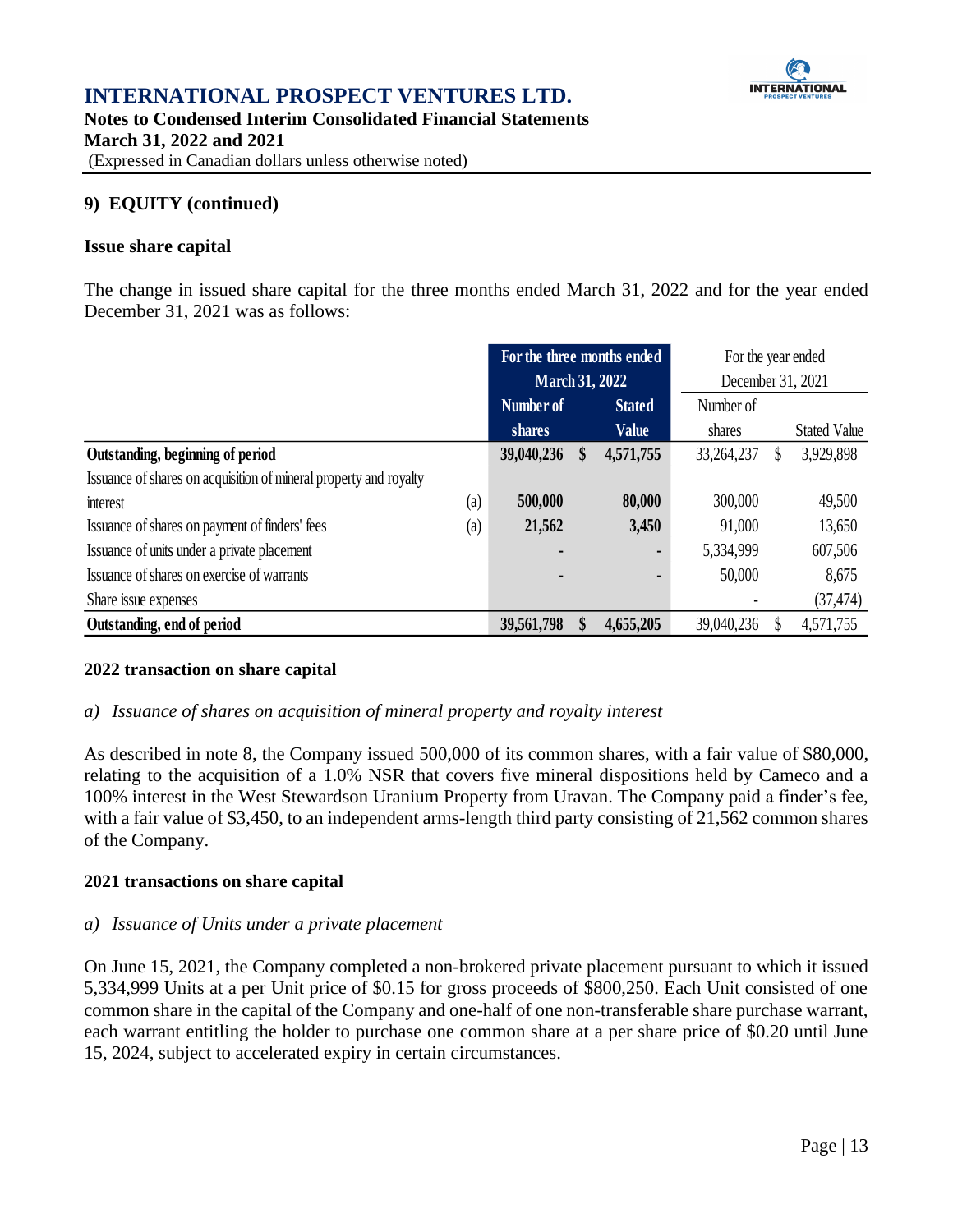## 9) EQUITY (continued)

### Issue share capital

The change in issued share capital for the three months ended March 31, 2022 and for the year ended December 31, 2021 was as follows:

| | | For the three months ended March 31, 2022 | | For the year ended December 31, 2021 | |
|---|---|---|---|---|---|
| | | Number of shares | Stated Value | Number of shares | Stated Value |
| **Outstanding, beginning of period** | | **39,040,236** | **$ 4,571,755** | 33,264,237 | $ 3,929,898 |
| Issuance of shares on acquisition of mineral property and royalty interest | (a) | **500,000** | **80,000** | 300,000 | 49,500 |
| Issuance of shares on payment of finders' fees | (a) | **21,562** | **3,450** | 91,000 | 13,650 |
| Issuance of units under a private placement | | **-** | **-** | 5,334,999 | 607,506 |
| Issuance of shares on exercise of warrants | | **-** | **-** | 50,000 | 8,675 |
| Share issue expenses | | | | - | (37,474) |
| **Outstanding, end of period** | | **39,561,798** | **$ 4,655,205** | 39,040,236 | $ 4,571,755 |

### 2022 transaction on share capital

*a) Issuance of shares on acquisition of mineral property and royalty interest*

As described in note 8, the Company issued 500,000 of its common shares, with a fair value of $80,000, relating to the acquisition of a 1.0% NSR that covers five mineral dispositions held by Cameco and a 100% interest in the West Stewardson Uranium Property from Uravan. The Company paid a finder's fee, with a fair value of $3,450, to an independent arms-length third party consisting of 21,562 common shares of the Company.

### 2021 transactions on share capital

*a) Issuance of Units under a private placement*

On June 15, 2021, the Company completed a non-brokered private placement pursuant to which it issued 5,334,999 Units at a per Unit price of $0.15 for gross proceeds of $800,250. Each Unit consisted of one common share in the capital of the Company and one-half of one non-transferable share purchase warrant, each warrant entitling the holder to purchase one common share at a per share price of $0.20 until June 15, 2024, subject to accelerated expiry in certain circumstances.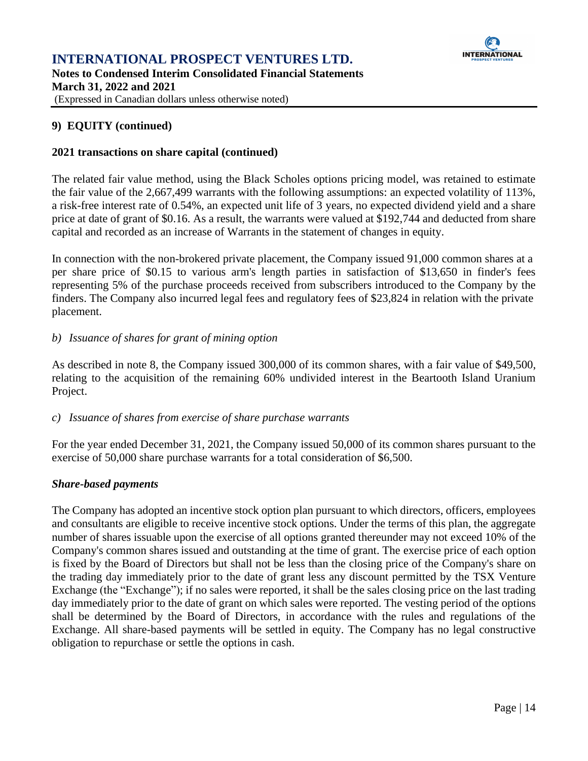## 9) EQUITY (continued)

**2021 transactions on share capital (continued)**

The related fair value method, using the Black Scholes options pricing model, was retained to estimate the fair value of the 2,667,499 warrants with the following assumptions: an expected volatility of 113%, a risk-free interest rate of 0.54%, an expected unit life of 3 years, no expected dividend yield and a share price at date of grant of $0.16. As a result, the warrants were valued at $192,744 and deducted from share capital and recorded as an increase of Warrants in the statement of changes in equity.

In connection with the non-brokered private placement, the Company issued 91,000 common shares at a per share price of $0.15 to various arm's length parties in satisfaction of $13,650 in finder's fees representing 5% of the purchase proceeds received from subscribers introduced to the Company by the finders. The Company also incurred legal fees and regulatory fees of $23,824 in relation with the private placement.

*b) Issuance of shares for grant of mining option*

As described in note 8, the Company issued 300,000 of its common shares, with a fair value of $49,500, relating to the acquisition of the remaining 60% undivided interest in the Beartooth Island Uranium Project.

*c) Issuance of shares from exercise of share purchase warrants*

For the year ended December 31, 2021, the Company issued 50,000 of its common shares pursuant to the exercise of 50,000 share purchase warrants for a total consideration of $6,500.

***Share-based payments***

The Company has adopted an incentive stock option plan pursuant to which directors, officers, employees and consultants are eligible to receive incentive stock options. Under the terms of this plan, the aggregate number of shares issuable upon the exercise of all options granted thereunder may not exceed 10% of the Company's common shares issued and outstanding at the time of grant. The exercise price of each option is fixed by the Board of Directors but shall not be less than the closing price of the Company's share on the trading day immediately prior to the date of grant less any discount permitted by the TSX Venture Exchange (the "Exchange"); if no sales were reported, it shall be the sales closing price on the last trading day immediately prior to the date of grant on which sales were reported. The vesting period of the options shall be determined by the Board of Directors, in accordance with the rules and regulations of the Exchange. All share-based payments will be settled in equity. The Company has no legal constructive obligation to repurchase or settle the options in cash.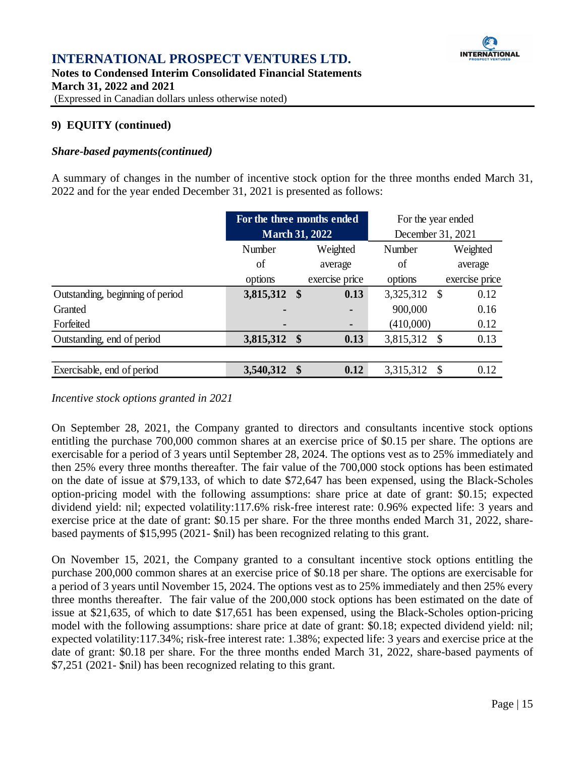## 9) EQUITY (continued)

***Share-based payments(continued)***

A summary of changes in the number of incentive stock option for the three months ended March 31, 2022 and for the year ended December 31, 2021 is presented as follows:

| | For the three months ended March 31, 2022 | | | For the year ended December 31, 2021 | | |
|---|---|---|---|---|---|---|
| | Number of options | | Weighted average exercise price | Number of options | | Weighted average exercise price |
| Outstanding, beginning of period | **3,815,312** | **$** | **0.13** | 3,325,312 | $ | 0.12 |
| Granted | - | | - | 900,000 | | 0.16 |
| Forfeited | - | | - | (410,000) | | 0.12 |
| Outstanding, end of period | **3,815,312** | **$** | **0.13** | 3,815,312 | $ | 0.13 |
| Exercisable, end of period | **3,540,312** | **$** | **0.12** | 3,315,312 | $ | 0.12 |

*Incentive stock options granted in 2021*

On September 28, 2021, the Company granted to directors and consultants incentive stock options entitling the purchase 700,000 common shares at an exercise price of $0.15 per share. The options are exercisable for a period of 3 years until September 28, 2024. The options vest as to 25% immediately and then 25% every three months thereafter. The fair value of the 700,000 stock options has been estimated on the date of issue at $79,133, of which to date $72,647 has been expensed, using the Black-Scholes option-pricing model with the following assumptions: share price at date of grant: $0.15; expected dividend yield: nil; expected volatility:117.6% risk-free interest rate: 0.96% expected life: 3 years and exercise price at the date of grant: $0.15 per share. For the three months ended March 31, 2022, share-based payments of $15,995 (2021- $nil) has been recognized relating to this grant.

On November 15, 2021, the Company granted to a consultant incentive stock options entitling the purchase 200,000 common shares at an exercise price of $0.18 per share. The options are exercisable for a period of 3 years until November 15, 2024. The options vest as to 25% immediately and then 25% every three months thereafter. The fair value of the 200,000 stock options has been estimated on the date of issue at $21,635, of which to date $17,651 has been expensed, using the Black-Scholes option-pricing model with the following assumptions: share price at date of grant: $0.18; expected dividend yield: nil; expected volatility:117.34%; risk-free interest rate: 1.38%; expected life: 3 years and exercise price at the date of grant: $0.18 per share. For the three months ended March 31, 2022, share-based payments of $7,251 (2021- $nil) has been recognized relating to this grant.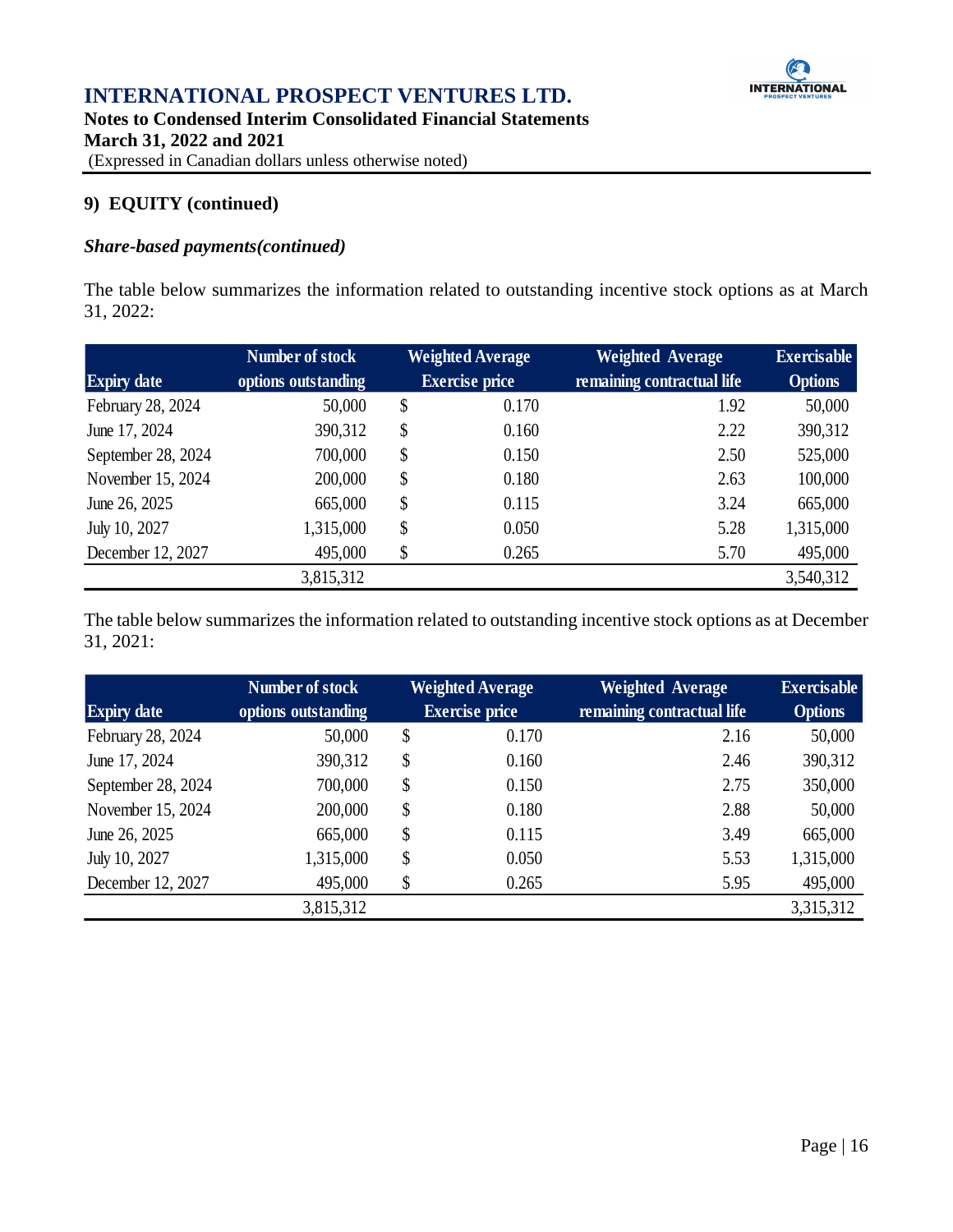## 9) EQUITY (continued)

### *Share-based payments(continued)*

The table below summarizes the information related to outstanding incentive stock options as at March 31, 2022:

| Expiry date | Number of stock options outstanding | Weighted Average Exercise price | Weighted Average remaining contractual life | Exercisable Options |
|---|---|---|---|---|
| February 28, 2024 | 50,000 | $ 0.170 | 1.92 | 50,000 |
| June 17, 2024 | 390,312 | $ 0.160 | 2.22 | 390,312 |
| September 28, 2024 | 700,000 | $ 0.150 | 2.50 | 525,000 |
| November 15, 2024 | 200,000 | $ 0.180 | 2.63 | 100,000 |
| June 26, 2025 | 665,000 | $ 0.115 | 3.24 | 665,000 |
| July 10, 2027 | 1,315,000 | $ 0.050 | 5.28 | 1,315,000 |
| December 12, 2027 | 495,000 | $ 0.265 | 5.70 | 495,000 |
| | 3,815,312 | | | 3,540,312 |

The table below summarizes the information related to outstanding incentive stock options as at December 31, 2021:

| Expiry date | Number of stock options outstanding | Weighted Average Exercise price | Weighted Average remaining contractual life | Exercisable Options |
|---|---|---|---|---|
| February 28, 2024 | 50,000 | $ 0.170 | 2.16 | 50,000 |
| June 17, 2024 | 390,312 | $ 0.160 | 2.46 | 390,312 |
| September 28, 2024 | 700,000 | $ 0.150 | 2.75 | 350,000 |
| November 15, 2024 | 200,000 | $ 0.180 | 2.88 | 50,000 |
| June 26, 2025 | 665,000 | $ 0.115 | 3.49 | 665,000 |
| July 10, 2027 | 1,315,000 | $ 0.050 | 5.53 | 1,315,000 |
| December 12, 2027 | 495,000 | $ 0.265 | 5.95 | 495,000 |
| | 3,815,312 | | | 3,315,312 |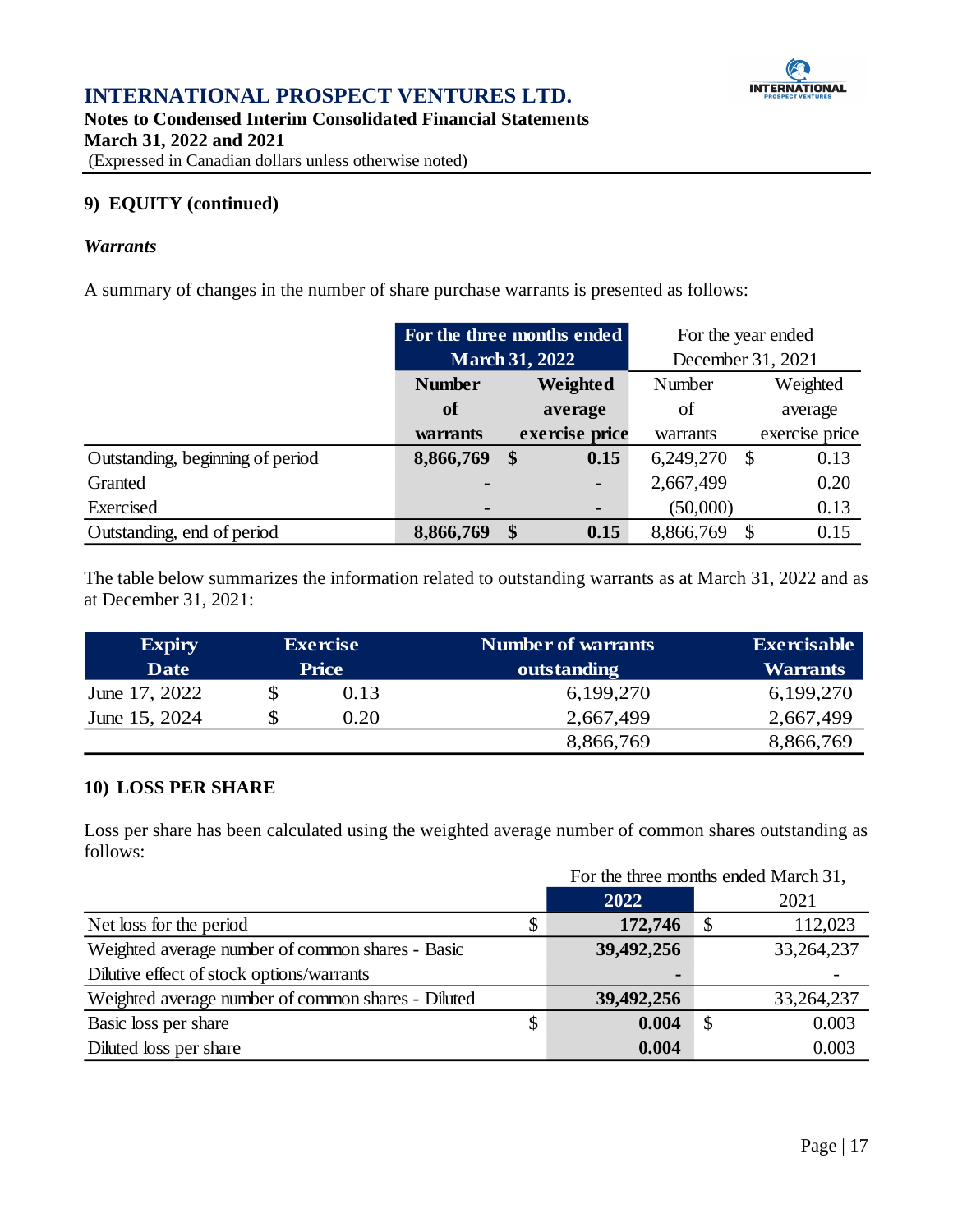## 9) EQUITY (continued)

### *Warrants*

A summary of changes in the number of share purchase warrants is presented as follows:

| | For the three months ended March 31, 2022 | | | For the year ended December 31, 2021 | | |
|---|---|---|---|---|---|---|
| | Number of warrants | | Weighted average exercise price | Number of warrants | | Weighted average exercise price |
| Outstanding, beginning of period | **8,866,769** | **$** | **0.15** | 6,249,270 | $ | 0.13 |
| Granted | **-** | | **-** | 2,667,499 | | 0.20 |
| Exercised | **-** | | **-** | (50,000) | | 0.13 |
| Outstanding, end of period | **8,866,769** | **$** | **0.15** | 8,866,769 | $ | 0.15 |

The table below summarizes the information related to outstanding warrants as at March 31, 2022 and as at December 31, 2021:

| Expiry Date | Exercise Price | | Number of warrants outstanding | Exercisable Warrants |
|---|---|---|---|---|
| June 17, 2022 | $ | 0.13 | 6,199,270 | 6,199,270 |
| June 15, 2024 | $ | 0.20 | 2,667,499 | 2,667,499 |
| | | | 8,866,769 | 8,866,769 |

## 10) LOSS PER SHARE

Loss per share has been calculated using the weighted average number of common shares outstanding as follows:

| | For the three months ended March 31, | | | |
|---|---|---|---|---|
| | | 2022 | | 2021 |
| Net loss for the period | $ | **172,746** | $ | 112,023 |
| Weighted average number of common shares - Basic | | **39,492,256** | | 33,264,237 |
| Dilutive effect of stock options/warrants | | **-** | | - |
| Weighted average number of common shares - Diluted | | **39,492,256** | | 33,264,237 |
| Basic loss per share | $ | **0.004** | $ | 0.003 |
| Diluted loss per share | | **0.004** | | 0.003 |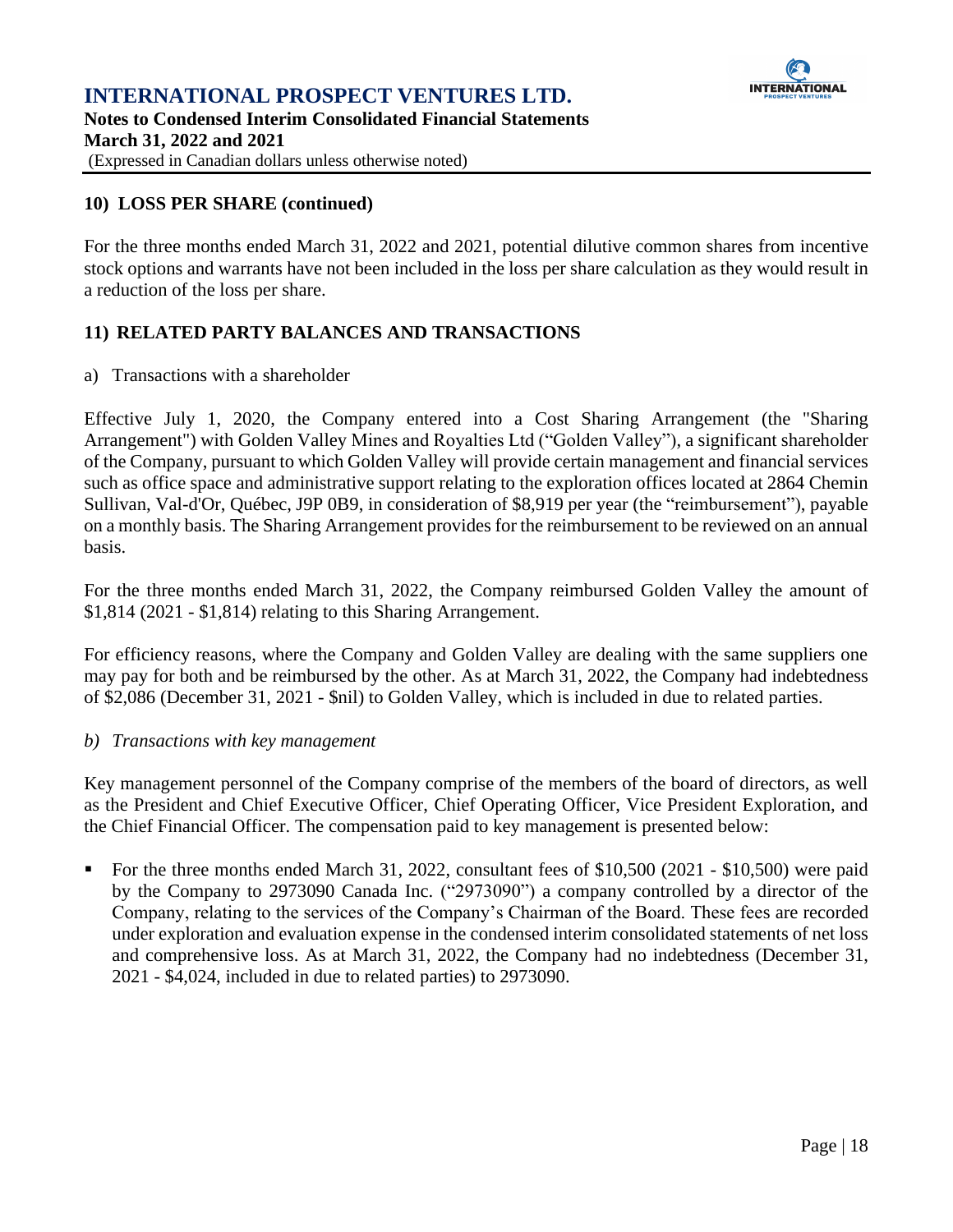## 10) LOSS PER SHARE (continued)

For the three months ended March 31, 2022 and 2021, potential dilutive common shares from incentive stock options and warrants have not been included in the loss per share calculation as they would result in a reduction of the loss per share.

## 11) RELATED PARTY BALANCES AND TRANSACTIONS

a) Transactions with a shareholder

Effective July 1, 2020, the Company entered into a Cost Sharing Arrangement (the "Sharing Arrangement") with Golden Valley Mines and Royalties Ltd ("Golden Valley"), a significant shareholder of the Company, pursuant to which Golden Valley will provide certain management and financial services such as office space and administrative support relating to the exploration offices located at 2864 Chemin Sullivan, Val-d'Or, Québec, J9P 0B9, in consideration of $8,919 per year (the "reimbursement"), payable on a monthly basis. The Sharing Arrangement provides for the reimbursement to be reviewed on an annual basis.

For the three months ended March 31, 2022, the Company reimbursed Golden Valley the amount of $1,814 (2021 - $1,814) relating to this Sharing Arrangement.

For efficiency reasons, where the Company and Golden Valley are dealing with the same suppliers one may pay for both and be reimbursed by the other. As at March 31, 2022, the Company had indebtedness of $2,086 (December 31, 2021 - $nil) to Golden Valley, which is included in due to related parties.

*b) Transactions with key management*

Key management personnel of the Company comprise of the members of the board of directors, as well as the President and Chief Executive Officer, Chief Operating Officer, Vice President Exploration, and the Chief Financial Officer. The compensation paid to key management is presented below:

- For the three months ended March 31, 2022, consultant fees of $10,500 (2021 - $10,500) were paid by the Company to 2973090 Canada Inc. ("2973090") a company controlled by a director of the Company, relating to the services of the Company's Chairman of the Board. These fees are recorded under exploration and evaluation expense in the condensed interim consolidated statements of net loss and comprehensive loss. As at March 31, 2022, the Company had no indebtedness (December 31, 2021 - $4,024, included in due to related parties) to 2973090.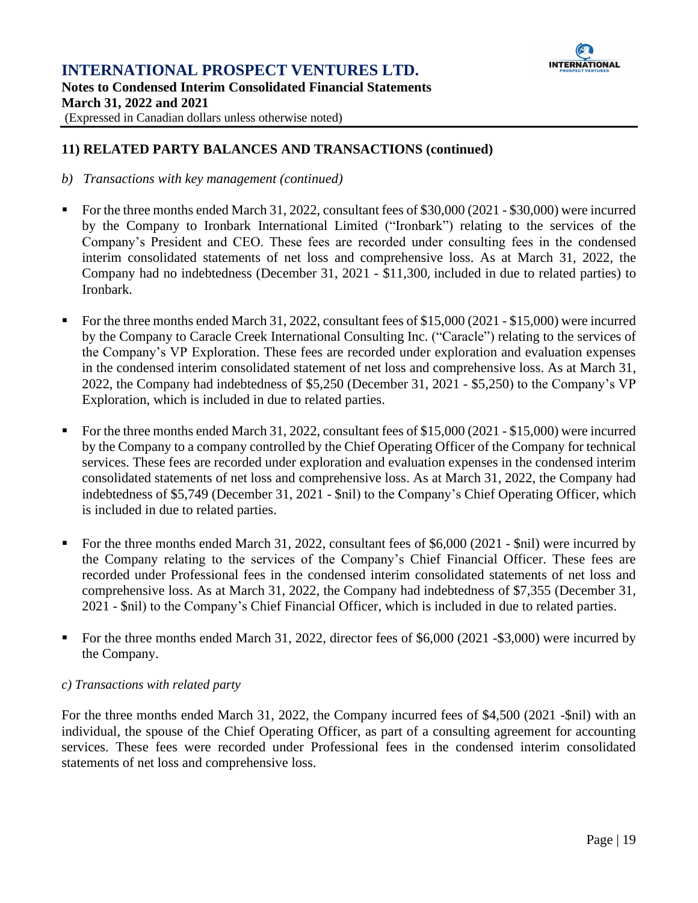## 11) RELATED PARTY BALANCES AND TRANSACTIONS (continued)

*b) Transactions with key management (continued)*

- For the three months ended March 31, 2022, consultant fees of $30,000 (2021 - $30,000) were incurred by the Company to Ironbark International Limited ("Ironbark") relating to the services of the Company's President and CEO. These fees are recorded under consulting fees in the condensed interim consolidated statements of net loss and comprehensive loss. As at March 31, 2022, the Company had no indebtedness (December 31, 2021 - $11,300, included in due to related parties) to Ironbark.

- For the three months ended March 31, 2022, consultant fees of $15,000 (2021 - $15,000) were incurred by the Company to Caracle Creek International Consulting Inc. ("Caracle") relating to the services of the Company's VP Exploration. These fees are recorded under exploration and evaluation expenses in the condensed interim consolidated statement of net loss and comprehensive loss. As at March 31, 2022, the Company had indebtedness of $5,250 (December 31, 2021 - $5,250) to the Company's VP Exploration, which is included in due to related parties.

- For the three months ended March 31, 2022, consultant fees of $15,000 (2021 - $15,000) were incurred by the Company to a company controlled by the Chief Operating Officer of the Company for technical services. These fees are recorded under exploration and evaluation expenses in the condensed interim consolidated statements of net loss and comprehensive loss. As at March 31, 2022, the Company had indebtedness of $5,749 (December 31, 2021 - $nil) to the Company's Chief Operating Officer, which is included in due to related parties.

- For the three months ended March 31, 2022, consultant fees of $6,000 (2021 - $nil) were incurred by the Company relating to the services of the Company's Chief Financial Officer. These fees are recorded under Professional fees in the condensed interim consolidated statements of net loss and comprehensive loss. As at March 31, 2022, the Company had indebtedness of $7,355 (December 31, 2021 - $nil) to the Company's Chief Financial Officer, which is included in due to related parties.

- For the three months ended March 31, 2022, director fees of $6,000 (2021 -$3,000) were incurred by the Company.

*c) Transactions with related party*

For the three months ended March 31, 2022, the Company incurred fees of $4,500 (2021 -$nil) with an individual, the spouse of the Chief Operating Officer, as part of a consulting agreement for accounting services. These fees were recorded under Professional fees in the condensed interim consolidated statements of net loss and comprehensive loss.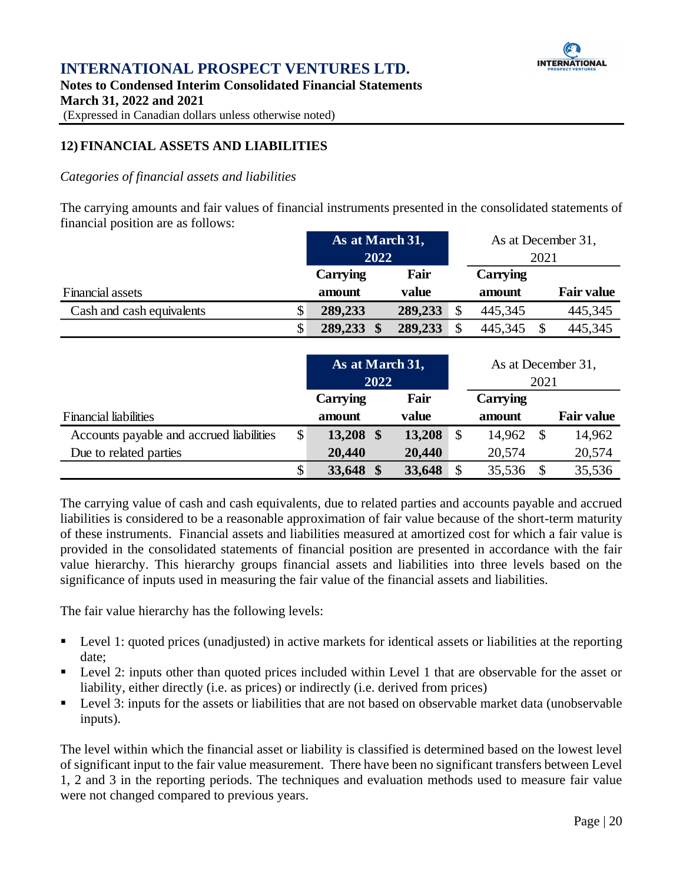## 12) FINANCIAL ASSETS AND LIABILITIES

*Categories of financial assets and liabilities*

The carrying amounts and fair values of financial instruments presented in the consolidated statements of financial position are as follows:

| | As at March 31, 2022 | | As at December 31, 2021 | |
|---|---|---|---|---|
| **Financial assets** | **Carrying amount** | **Fair value** | **Carrying amount** | **Fair value** |
| Cash and cash equivalents | $ 289,233 | 289,233 | $ 445,345 | 445,345 |
| | $ 289,233 | $ 289,233 | $ 445,345 | $ 445,345 |

| | As at March 31, 2022 | | As at December 31, 2021 | |
|---|---|---|---|---|
| **Financial liabilities** | **Carrying amount** | **Fair value** | **Carrying amount** | **Fair value** |
| Accounts payable and accrued liabilities | $ 13,208 | $ 13,208 | $ 14,962 | $ 14,962 |
| Due to related parties | 20,440 | 20,440 | 20,574 | 20,574 |
| | $ 33,648 | $ 33,648 | $ 35,536 | $ 35,536 |

The carrying value of cash and cash equivalents, due to related parties and accounts payable and accrued liabilities is considered to be a reasonable approximation of fair value because of the short-term maturity of these instruments. Financial assets and liabilities measured at amortized cost for which a fair value is provided in the consolidated statements of financial position are presented in accordance with the fair value hierarchy. This hierarchy groups financial assets and liabilities into three levels based on the significance of inputs used in measuring the fair value of the financial assets and liabilities.

The fair value hierarchy has the following levels:

- Level 1: quoted prices (unadjusted) in active markets for identical assets or liabilities at the reporting date;
- Level 2: inputs other than quoted prices included within Level 1 that are observable for the asset or liability, either directly (i.e. as prices) or indirectly (i.e. derived from prices)
- Level 3: inputs for the assets or liabilities that are not based on observable market data (unobservable inputs).

The level within which the financial asset or liability is classified is determined based on the lowest level of significant input to the fair value measurement. There have been no significant transfers between Level 1, 2 and 3 in the reporting periods. The techniques and evaluation methods used to measure fair value were not changed compared to previous years.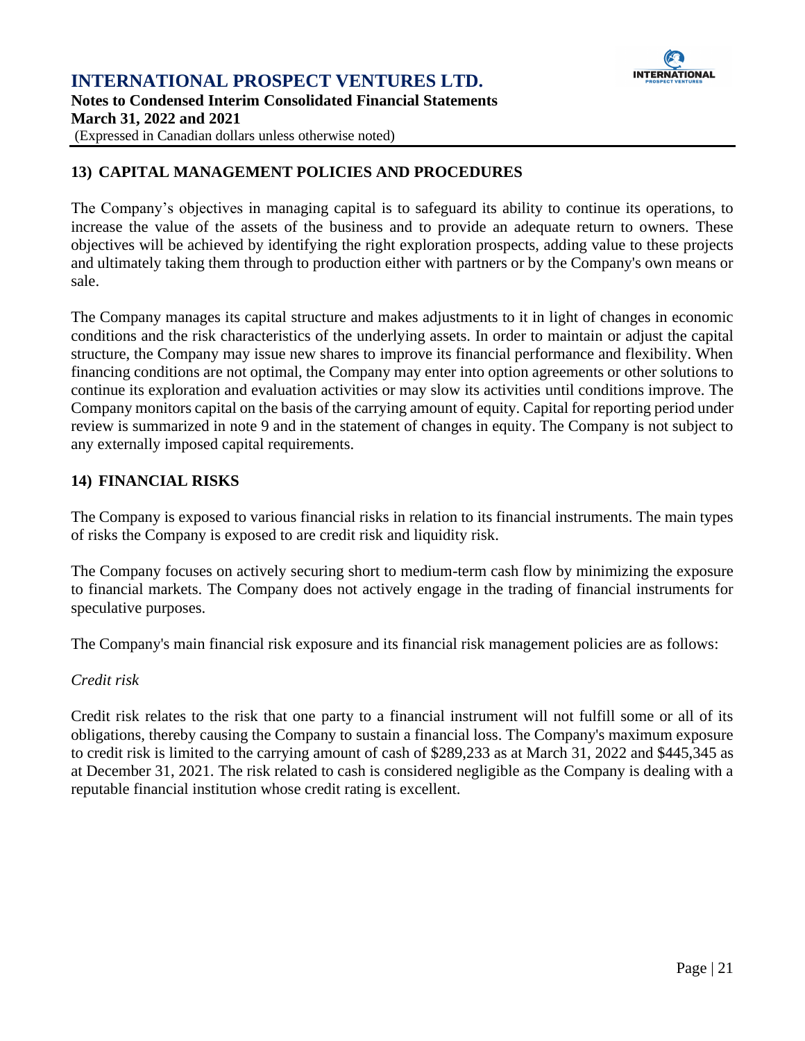## 13) CAPITAL MANAGEMENT POLICIES AND PROCEDURES

The Company's objectives in managing capital is to safeguard its ability to continue its operations, to increase the value of the assets of the business and to provide an adequate return to owners. These objectives will be achieved by identifying the right exploration prospects, adding value to these projects and ultimately taking them through to production either with partners or by the Company's own means or sale.

The Company manages its capital structure and makes adjustments to it in light of changes in economic conditions and the risk characteristics of the underlying assets. In order to maintain or adjust the capital structure, the Company may issue new shares to improve its financial performance and flexibility. When financing conditions are not optimal, the Company may enter into option agreements or other solutions to continue its exploration and evaluation activities or may slow its activities until conditions improve. The Company monitors capital on the basis of the carrying amount of equity. Capital for reporting period under review is summarized in note 9 and in the statement of changes in equity. The Company is not subject to any externally imposed capital requirements.

## 14) FINANCIAL RISKS

The Company is exposed to various financial risks in relation to its financial instruments. The main types of risks the Company is exposed to are credit risk and liquidity risk.

The Company focuses on actively securing short to medium-term cash flow by minimizing the exposure to financial markets. The Company does not actively engage in the trading of financial instruments for speculative purposes.

The Company's main financial risk exposure and its financial risk management policies are as follows:

*Credit risk*

Credit risk relates to the risk that one party to a financial instrument will not fulfill some or all of its obligations, thereby causing the Company to sustain a financial loss. The Company's maximum exposure to credit risk is limited to the carrying amount of cash of $289,233 as at March 31, 2022 and $445,345 as at December 31, 2021. The risk related to cash is considered negligible as the Company is dealing with a reputable financial institution whose credit rating is excellent.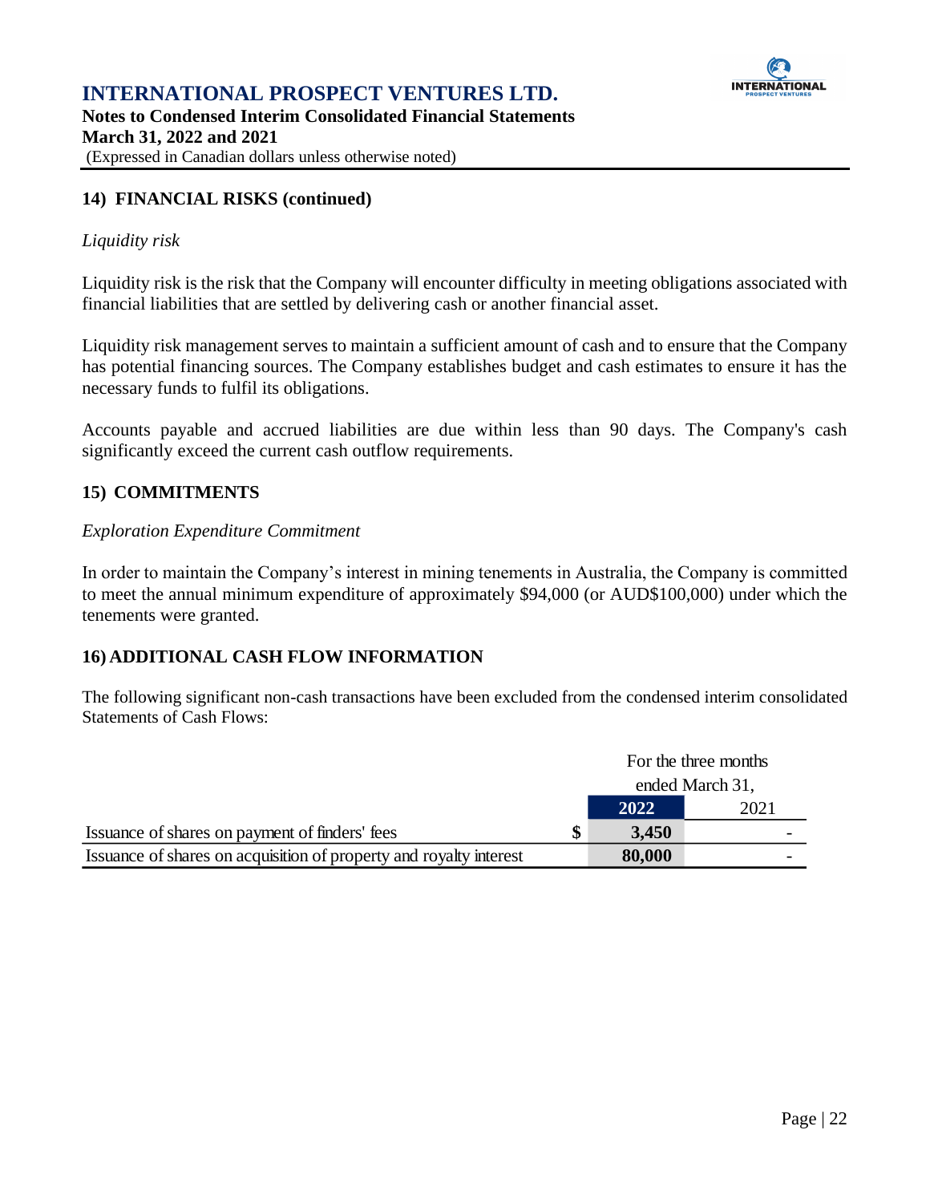## 14) FINANCIAL RISKS (continued)

*Liquidity risk*

Liquidity risk is the risk that the Company will encounter difficulty in meeting obligations associated with financial liabilities that are settled by delivering cash or another financial asset.

Liquidity risk management serves to maintain a sufficient amount of cash and to ensure that the Company has potential financing sources. The Company establishes budget and cash estimates to ensure it has the necessary funds to fulfil its obligations.

Accounts payable and accrued liabilities are due within less than 90 days. The Company's cash significantly exceed the current cash outflow requirements.

## 15) COMMITMENTS

*Exploration Expenditure Commitment*

In order to maintain the Company's interest in mining tenements in Australia, the Company is committed to meet the annual minimum expenditure of approximately $94,000 (or AUD$100,000) under which the tenements were granted.

## 16) ADDITIONAL CASH FLOW INFORMATION

The following significant non-cash transactions have been excluded from the condensed interim consolidated Statements of Cash Flows:

| | | For the three months ended March 31, | |
|---|---|---|---|
| | | **2022** | 2021 |
| Issuance of shares on payment of finders' fees | $ | **3,450** | - |
| Issuance of shares on acquisition of property and royalty interest | | **80,000** | - |